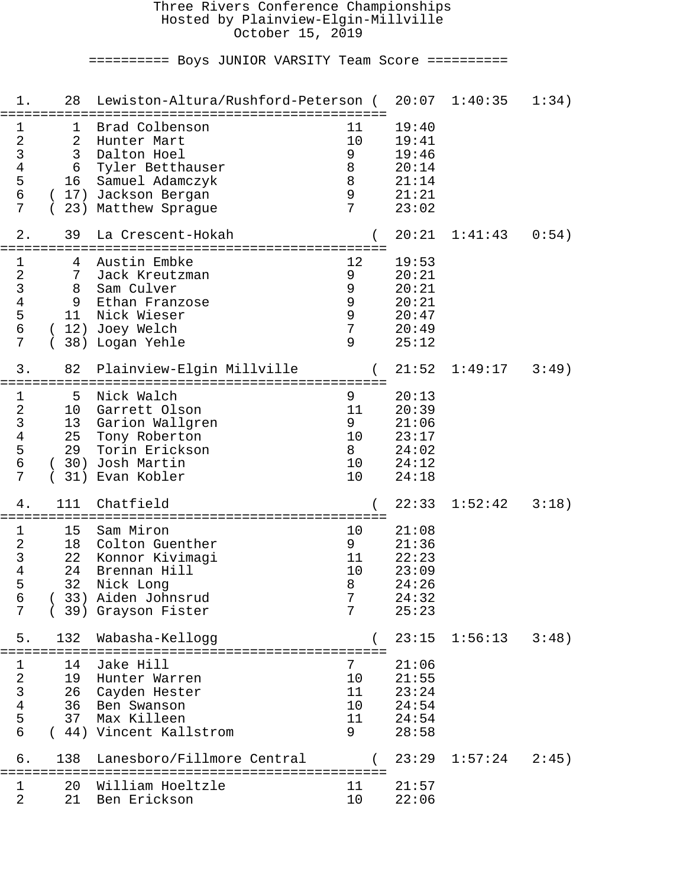# Three Rivers Conference Championships

Hosted by Plainview-Elgin-Millville

October 15, 2019

## ========== Boys JUNIOR VARSITY Team Score ==========

### 1. 28 Lewiston-Altura/Rushford-Peterson ( 20:07 1:40:35 1:34)

| # | Place | Name | Year | Time |
|---|---|---|---|---|
| 1 | 1 | Brad Colbenson | 11 | 19:40 |
| 2 | 2 | Hunter Mart | 10 | 19:41 |
| 3 | 3 | Dalton Hoel | 9 | 19:46 |
| 4 | 6 | Tyler Betthauser | 8 | 20:14 |
| 5 | 16 | Samuel Adamczyk | 8 | 21:14 |
| 6 | ( 17) | Jackson Bergan | 9 | 21:21 |
| 7 | ( 23) | Matthew Sprague | 7 | 23:02 |

### 2. 39 La Crescent-Hokah ( 20:21 1:41:43 0:54)

| # | Place | Name | Year | Time |
|---|---|---|---|---|
| 1 | 4 | Austin Embke | 12 | 19:53 |
| 2 | 7 | Jack Kreutzman | 9 | 20:21 |
| 3 | 8 | Sam Culver | 9 | 20:21 |
| 4 | 9 | Ethan Franzose | 9 | 20:21 |
| 5 | 11 | Nick Wieser | 9 | 20:47 |
| 6 | ( 12) | Joey Welch | 7 | 20:49 |
| 7 | ( 38) | Logan Yehle | 9 | 25:12 |

### 3. 82 Plainview-Elgin Millville ( 21:52 1:49:17 3:49)

| # | Place | Name | Year | Time |
|---|---|---|---|---|
| 1 | 5 | Nick Walch | 9 | 20:13 |
| 2 | 10 | Garrett Olson | 11 | 20:39 |
| 3 | 13 | Garion Wallgren | 9 | 21:06 |
| 4 | 25 | Tony Roberton | 10 | 23:17 |
| 5 | 29 | Torin Erickson | 8 | 24:02 |
| 6 | ( 30) | Josh Martin | 10 | 24:12 |
| 7 | ( 31) | Evan Kobler | 10 | 24:18 |

### 4. 111 Chatfield ( 22:33 1:52:42 3:18)

| # | Place | Name | Year | Time |
|---|---|---|---|---|
| 1 | 15 | Sam Miron | 10 | 21:08 |
| 2 | 18 | Colton Guenther | 9 | 21:36 |
| 3 | 22 | Konnor Kivimagi | 11 | 22:23 |
| 4 | 24 | Brennan Hill | 10 | 23:09 |
| 5 | 32 | Nick Long | 8 | 24:26 |
| 6 | ( 33) | Aiden Johnsrud | 7 | 24:32 |
| 7 | ( 39) | Grayson Fister | 7 | 25:23 |

### 5. 132 Wabasha-Kellogg ( 23:15 1:56:13 3:48)

| # | Place | Name | Year | Time |
|---|---|---|---|---|
| 1 | 14 | Jake Hill | 7 | 21:06 |
| 2 | 19 | Hunter Warren | 10 | 21:55 |
| 3 | 26 | Cayden Hester | 11 | 23:24 |
| 4 | 36 | Ben Swanson | 10 | 24:54 |
| 5 | 37 | Max Killeen | 11 | 24:54 |
| 6 | ( 44) | Vincent Kallstrom | 9 | 28:58 |

### 6. 138 Lanesboro/Fillmore Central ( 23:29 1:57:24 2:45)

| # | Place | Name | Year | Time |
|---|---|---|---|---|
| 1 | 20 | William Hoeltzle | 11 | 21:57 |
| 2 | 21 | Ben Erickson | 10 | 22:06 |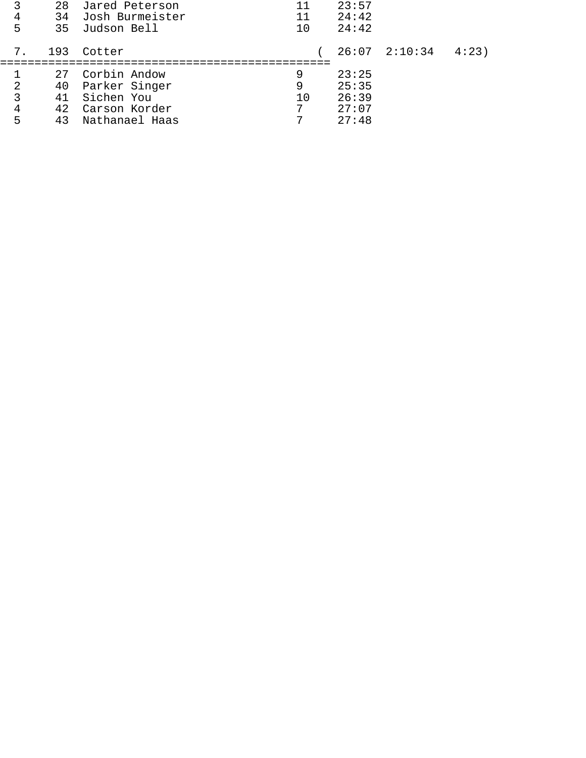```
  3     28  Jared Peterson                11    23:57
  4     34  Josh Burmeister               11    24:42
  5     35  Judson Bell                   10    24:42

  7.   193  Cotter                          (   26:07  2:10:34   4:23)
================================================
  1     27  Corbin Andow                  9     23:25
  2     40  Parker Singer                 9     25:35
  3     41  Sichen You                    10    26:39
  4     42  Carson Korder                 7     27:07
  5     43  Nathanael Haas                7     27:48
```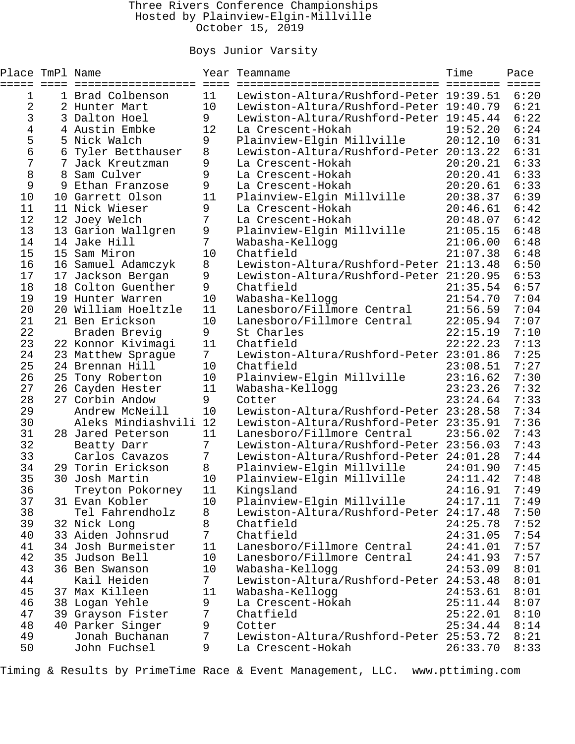# Three Rivers Conference Championships

Hosted by Plainview-Elgin-Millville

October 15, 2019

## Boys Junior Varsity

| Place | TmPl | Name | Year | Teamname | Time | Pace |
|---|---|---|---|---|---|---|
| 1 | 1 | Brad Colbenson | 11 | Lewiston-Altura/Rushford-Peter | 19:39.51 | 6:20 |
| 2 | 2 | Hunter Mart | 10 | Lewiston-Altura/Rushford-Peter | 19:40.79 | 6:21 |
| 3 | 3 | Dalton Hoel | 9 | Lewiston-Altura/Rushford-Peter | 19:45.44 | 6:22 |
| 4 | 4 | Austin Embke | 12 | La Crescent-Hokah | 19:52.20 | 6:24 |
| 5 | 5 | Nick Walch | 9 | Plainview-Elgin Millville | 20:12.10 | 6:31 |
| 6 | 6 | Tyler Betthauser | 8 | Lewiston-Altura/Rushford-Peter | 20:13.22 | 6:31 |
| 7 | 7 | Jack Kreutzman | 9 | La Crescent-Hokah | 20:20.21 | 6:33 |
| 8 | 8 | Sam Culver | 9 | La Crescent-Hokah | 20:20.41 | 6:33 |
| 9 | 9 | Ethan Franzose | 9 | La Crescent-Hokah | 20:20.61 | 6:33 |
| 10 | 10 | Garrett Olson | 11 | Plainview-Elgin Millville | 20:38.37 | 6:39 |
| 11 | 11 | Nick Wieser | 9 | La Crescent-Hokah | 20:46.61 | 6:42 |
| 12 | 12 | Joey Welch | 7 | La Crescent-Hokah | 20:48.07 | 6:42 |
| 13 | 13 | Garion Wallgren | 9 | Plainview-Elgin Millville | 21:05.15 | 6:48 |
| 14 | 14 | Jake Hill | 7 | Wabasha-Kellogg | 21:06.00 | 6:48 |
| 15 | 15 | Sam Miron | 10 | Chatfield | 21:07.38 | 6:48 |
| 16 | 16 | Samuel Adamczyk | 8 | Lewiston-Altura/Rushford-Peter | 21:13.48 | 6:50 |
| 17 | 17 | Jackson Bergan | 9 | Lewiston-Altura/Rushford-Peter | 21:20.95 | 6:53 |
| 18 | 18 | Colton Guenther | 9 | Chatfield | 21:35.54 | 6:57 |
| 19 | 19 | Hunter Warren | 10 | Wabasha-Kellogg | 21:54.70 | 7:04 |
| 20 | 20 | William Hoeltzle | 11 | Lanesboro/Fillmore Central | 21:56.59 | 7:04 |
| 21 | 21 | Ben Erickson | 10 | Lanesboro/Fillmore Central | 22:05.94 | 7:07 |
| 22 | | Braden Brevig | 9 | St Charles | 22:15.19 | 7:10 |
| 23 | 22 | Konnor Kivimagi | 11 | Chatfield | 22:22.23 | 7:13 |
| 24 | 23 | Matthew Sprague | 7 | Lewiston-Altura/Rushford-Peter | 23:01.86 | 7:25 |
| 25 | 24 | Brennan Hill | 10 | Chatfield | 23:08.51 | 7:27 |
| 26 | 25 | Tony Roberton | 10 | Plainview-Elgin Millville | 23:16.62 | 7:30 |
| 27 | 26 | Cayden Hester | 11 | Wabasha-Kellogg | 23:23.26 | 7:32 |
| 28 | 27 | Corbin Andow | 9 | Cotter | 23:24.64 | 7:33 |
| 29 | | Andrew McNeill | 10 | Lewiston-Altura/Rushford-Peter | 23:28.58 | 7:34 |
| 30 | | Aleks Mindiashvili | 12 | Lewiston-Altura/Rushford-Peter | 23:35.91 | 7:36 |
| 31 | 28 | Jared Peterson | 11 | Lanesboro/Fillmore Central | 23:56.02 | 7:43 |
| 32 | | Beatty Darr | 7 | Lewiston-Altura/Rushford-Peter | 23:56.03 | 7:43 |
| 33 | | Carlos Cavazos | 7 | Lewiston-Altura/Rushford-Peter | 24:01.28 | 7:44 |
| 34 | 29 | Torin Erickson | 8 | Plainview-Elgin Millville | 24:01.90 | 7:45 |
| 35 | 30 | Josh Martin | 10 | Plainview-Elgin Millville | 24:11.42 | 7:48 |
| 36 | | Treyton Pokorney | 11 | Kingsland | 24:16.91 | 7:49 |
| 37 | 31 | Evan Kobler | 10 | Plainview-Elgin Millville | 24:17.11 | 7:49 |
| 38 | | Tel Fahrendholz | 8 | Lewiston-Altura/Rushford-Peter | 24:17.48 | 7:50 |
| 39 | 32 | Nick Long | 8 | Chatfield | 24:25.78 | 7:52 |
| 40 | 33 | Aiden Johnsrud | 7 | Chatfield | 24:31.05 | 7:54 |
| 41 | 34 | Josh Burmeister | 11 | Lanesboro/Fillmore Central | 24:41.01 | 7:57 |
| 42 | 35 | Judson Bell | 10 | Lanesboro/Fillmore Central | 24:41.93 | 7:57 |
| 43 | 36 | Ben Swanson | 10 | Wabasha-Kellogg | 24:53.09 | 8:01 |
| 44 | | Kail Heiden | 7 | Lewiston-Altura/Rushford-Peter | 24:53.48 | 8:01 |
| 45 | 37 | Max Killeen | 11 | Wabasha-Kellogg | 24:53.61 | 8:01 |
| 46 | 38 | Logan Yehle | 9 | La Crescent-Hokah | 25:11.44 | 8:07 |
| 47 | 39 | Grayson Fister | 7 | Chatfield | 25:22.01 | 8:10 |
| 48 | 40 | Parker Singer | 9 | Cotter | 25:34.44 | 8:14 |
| 49 | | Jonah Buchanan | 7 | Lewiston-Altura/Rushford-Peter | 25:53.72 | 8:21 |
| 50 | | John Fuchsel | 9 | La Crescent-Hokah | 26:33.70 | 8:33 |

Timing & Results by PrimeTime Race & Event Management, LLC. www.pttiming.com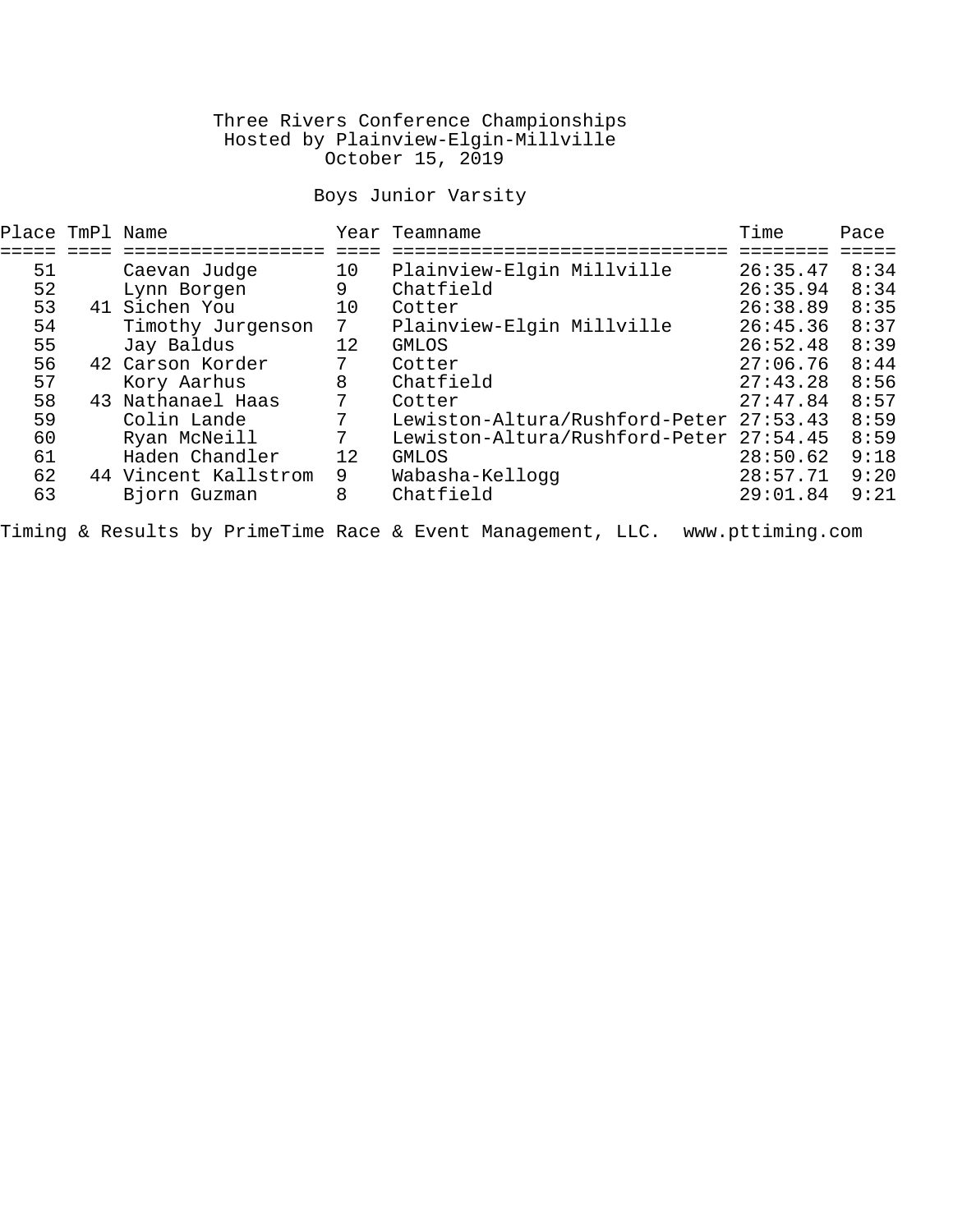Three Rivers Conference Championships
Hosted by Plainview-Elgin-Millville
October 15, 2019

## Boys Junior Varsity

| Place | TmPl | Name | Year | Teamname | Time | Pace |
|---|---|---|---|---|---|---|
| 51 | | Caevan Judge | 10 | Plainview-Elgin Millville | 26:35.47 | 8:34 |
| 52 | | Lynn Borgen | 9 | Chatfield | 26:35.94 | 8:34 |
| 53 | 41 | Sichen You | 10 | Cotter | 26:38.89 | 8:35 |
| 54 | | Timothy Jurgenson | 7 | Plainview-Elgin Millville | 26:45.36 | 8:37 |
| 55 | | Jay Baldus | 12 | GMLOS | 26:52.48 | 8:39 |
| 56 | 42 | Carson Korder | 7 | Cotter | 27:06.76 | 8:44 |
| 57 | | Kory Aarhus | 8 | Chatfield | 27:43.28 | 8:56 |
| 58 | 43 | Nathanael Haas | 7 | Cotter | 27:47.84 | 8:57 |
| 59 | | Colin Lande | 7 | Lewiston-Altura/Rushford-Peter | 27:53.43 | 8:59 |
| 60 | | Ryan McNeill | 7 | Lewiston-Altura/Rushford-Peter | 27:54.45 | 8:59 |
| 61 | | Haden Chandler | 12 | GMLOS | 28:50.62 | 9:18 |
| 62 | 44 | Vincent Kallstrom | 9 | Wabasha-Kellogg | 28:57.71 | 9:20 |
| 63 | | Bjorn Guzman | 8 | Chatfield | 29:01.84 | 9:21 |

Timing & Results by PrimeTime Race & Event Management, LLC.  www.pttiming.com